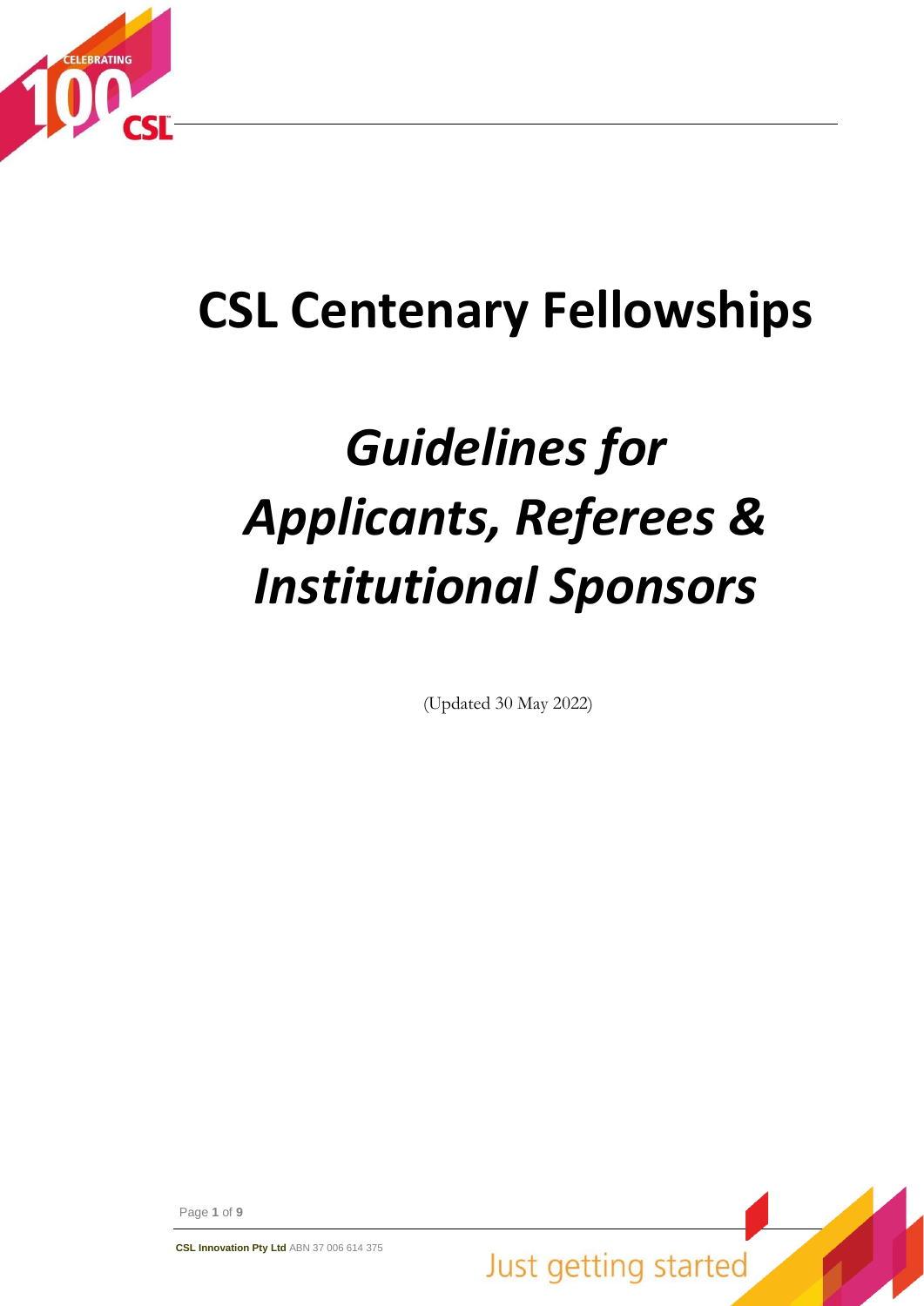# CSL Centenary Fellowships

## *Guidelines for Applicants, Referees & Institutional Sponsors*

(Updated 30 May 2022)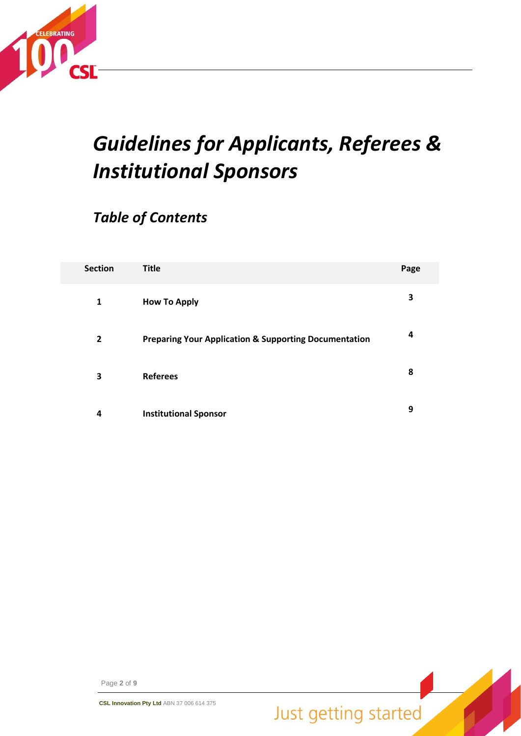# *Guidelines for Applicants, Referees & Institutional Sponsors*

## *Table of Contents*

| Section | Title | Page |
|---|---|---|
| **1** | **How To Apply** | **3** |
| **2** | **Preparing Your Application & Supporting Documentation** | **4** |
| **3** | **Referees** | **8** |
| **4** | **Institutional Sponsor** | **9** |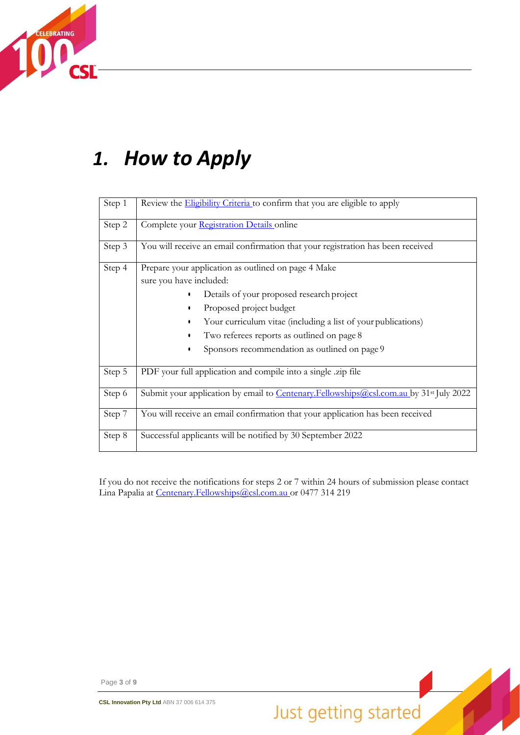# 1. How to Apply

| | |
|---|---|
| Step 1 | Review the [Eligibility Criteria](#) to confirm that you are eligible to apply |
| Step 2 | Complete your [Registration Details](#) online |
| Step 3 | You will receive an email confirmation that your registration has been received |
| Step 4 | Prepare your application as outlined on page 4 Make sure you have included:<br>• Details of your proposed research project<br>• Proposed project budget<br>• Your curriculum vitae (including a list of your publications)<br>• Two referees reports as outlined on page 8<br>• Sponsors recommendation as outlined on page 9 |
| Step 5 | PDF your full application and compile into a single .zip file |
| Step 6 | Submit your application by email to Centenary.Fellowships@csl.com.au by 31st July 2022 |
| Step 7 | You will receive an email confirmation that your application has been received |
| Step 8 | Successful applicants will be notified by 30 September 2022 |

If you do not receive the notifications for steps 2 or 7 within 24 hours of submission please contact Lina Papalia at Centenary.Fellowships@csl.com.au or 0477 314 219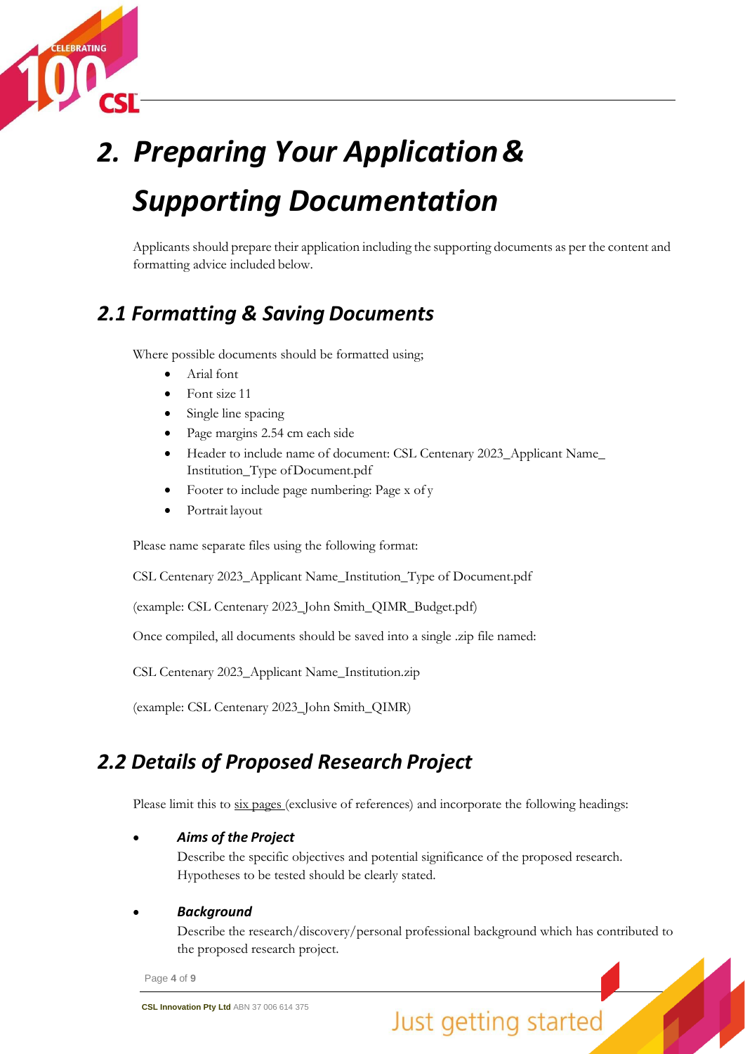# 2. Preparing Your Application & Supporting Documentation

Applicants should prepare their application including the supporting documents as per the content and formatting advice included below.

## 2.1 Formatting & Saving Documents

Where possible documents should be formatted using;

- Arial font
- Font size 11
- Single line spacing
- Page margins 2.54 cm each side
- Header to include name of document: CSL Centenary 2023_Applicant Name_ Institution_Type of Document.pdf
- Footer to include page numbering: Page x of y
- Portrait layout

Please name separate files using the following format:

CSL Centenary 2023_Applicant Name_Institution_Type of Document.pdf

(example: CSL Centenary 2023_John Smith_QIMR_Budget.pdf)

Once compiled, all documents should be saved into a single .zip file named:

CSL Centenary 2023_Applicant Name_Institution.zip

(example: CSL Centenary 2023_John Smith_QIMR)

## 2.2 Details of Proposed Research Project

Please limit this to six pages (exclusive of references) and incorporate the following headings:

- ***Aims of the Project***

  Describe the specific objectives and potential significance of the proposed research. Hypotheses to be tested should be clearly stated.

- ***Background***

  Describe the research/discovery/personal professional background which has contributed to the proposed research project.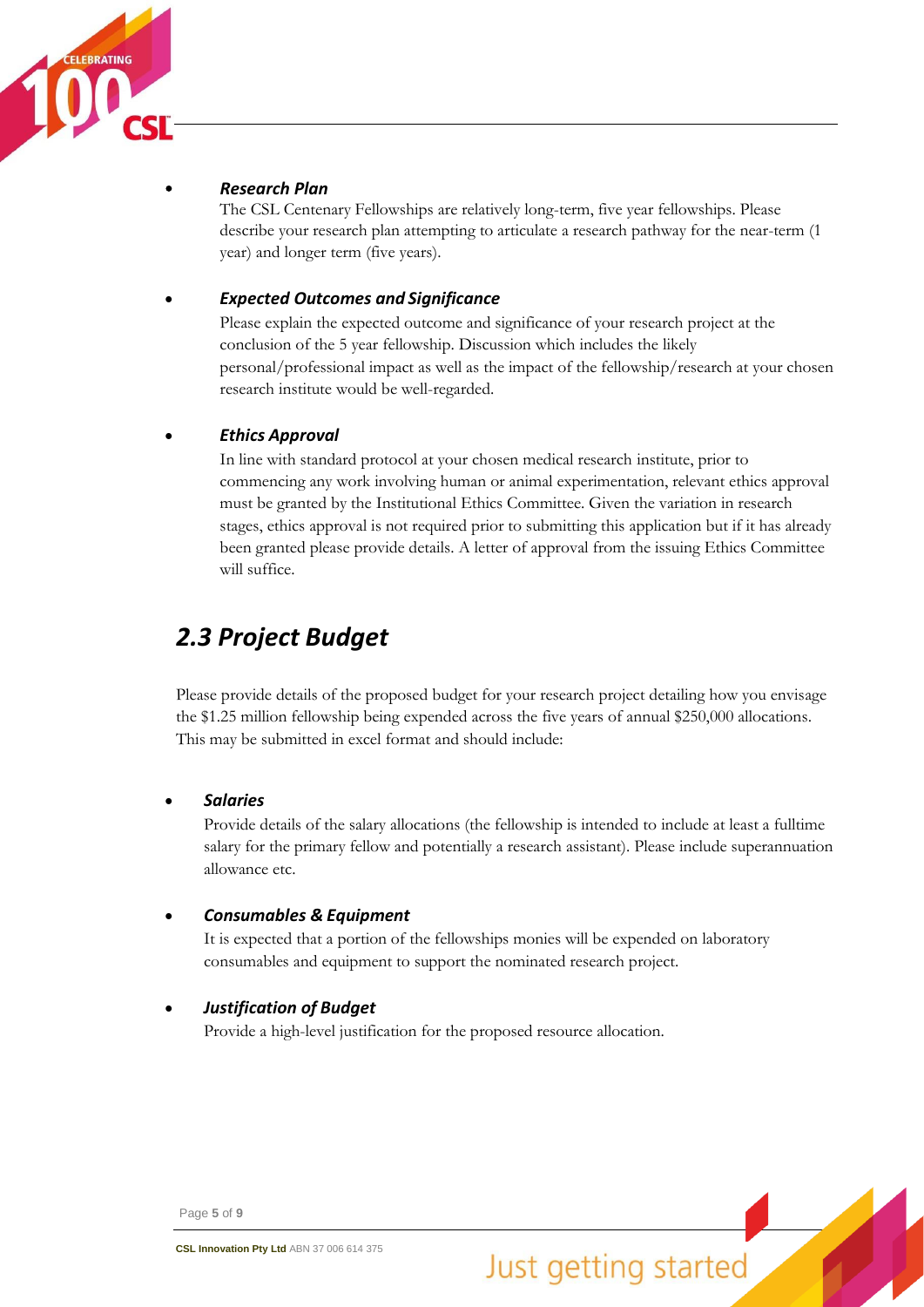- ***Research Plan***

  The CSL Centenary Fellowships are relatively long-term, five year fellowships. Please describe your research plan attempting to articulate a research pathway for the near-term (1 year) and longer term (five years).

- ***Expected Outcomes and Significance***

  Please explain the expected outcome and significance of your research project at the conclusion of the 5 year fellowship. Discussion which includes the likely personal/professional impact as well as the impact of the fellowship/research at your chosen research institute would be well-regarded.

- ***Ethics Approval***

  In line with standard protocol at your chosen medical research institute, prior to commencing any work involving human or animal experimentation, relevant ethics approval must be granted by the Institutional Ethics Committee. Given the variation in research stages, ethics approval is not required prior to submitting this application but if it has already been granted please provide details. A letter of approval from the issuing Ethics Committee will suffice.

## *2.3 Project Budget*

Please provide details of the proposed budget for your research project detailing how you envisage the $1.25 million fellowship being expended across the five years of annual $250,000 allocations. This may be submitted in excel format and should include:

- ***Salaries***

  Provide details of the salary allocations (the fellowship is intended to include at least a fulltime salary for the primary fellow and potentially a research assistant). Please include superannuation allowance etc.

- ***Consumables & Equipment***

  It is expected that a portion of the fellowships monies will be expended on laboratory consumables and equipment to support the nominated research project.

- ***Justification of Budget***

  Provide a high-level justification for the proposed resource allocation.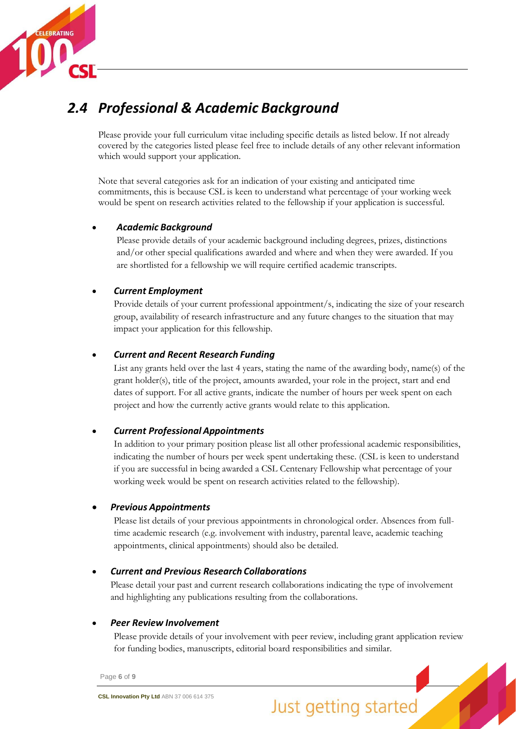## 2.4 *Professional & Academic Background*

Please provide your full curriculum vitae including specific details as listed below. If not already covered by the categories listed please feel free to include details of any other relevant information which would support your application.

Note that several categories ask for an indication of your existing and anticipated time commitments, this is because CSL is keen to understand what percentage of your working week would be spent on research activities related to the fellowship if your application is successful.

- ***Academic Background***
  Please provide details of your academic background including degrees, prizes, distinctions and/or other special qualifications awarded and where and when they were awarded. If you are shortlisted for a fellowship we will require certified academic transcripts.

- ***Current Employment***
  Provide details of your current professional appointment/s, indicating the size of your research group, availability of research infrastructure and any future changes to the situation that may impact your application for this fellowship.

- ***Current and Recent Research Funding***
  List any grants held over the last 4 years, stating the name of the awarding body, name(s) of the grant holder(s), title of the project, amounts awarded, your role in the project, start and end dates of support. For all active grants, indicate the number of hours per week spent on each project and how the currently active grants would relate to this application.

- ***Current Professional Appointments***
  In addition to your primary position please list all other professional academic responsibilities, indicating the number of hours per week spent undertaking these. (CSL is keen to understand if you are successful in being awarded a CSL Centenary Fellowship what percentage of your working week would be spent on research activities related to the fellowship).

- ***Previous Appointments***
  Please list details of your previous appointments in chronological order. Absences from full-time academic research (e.g. involvement with industry, parental leave, academic teaching appointments, clinical appointments) should also be detailed.

- ***Current and Previous Research Collaborations***
  Please detail your past and current research collaborations indicating the type of involvement and highlighting any publications resulting from the collaborations.

- ***Peer Review Involvement***
  Please provide details of your involvement with peer review, including grant application review for funding bodies, manuscripts, editorial board responsibilities and similar.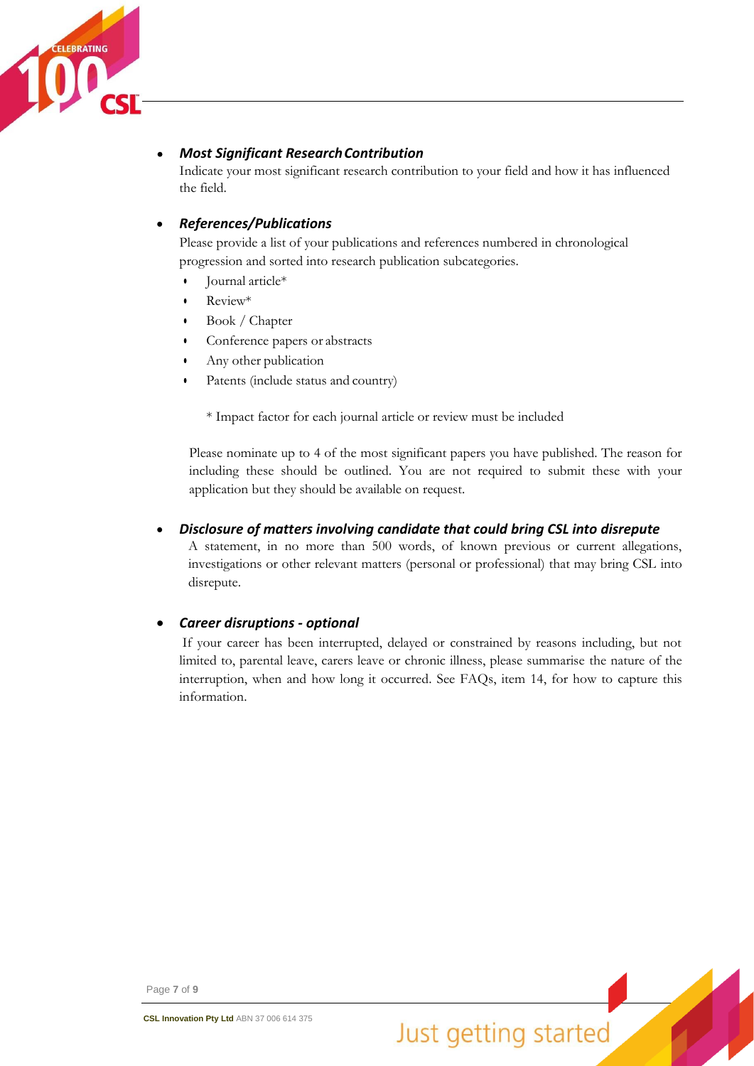- ***Most Significant Research Contribution***
  Indicate your most significant research contribution to your field and how it has influenced the field.

- ***References/Publications***
  Please provide a list of your publications and references numbered in chronological progression and sorted into research publication subcategories.
  - Journal article*
  - Review*
  - Book / Chapter
  - Conference papers or abstracts
  - Any other publication
  - Patents (include status and country)

  * Impact factor for each journal article or review must be included

  Please nominate up to 4 of the most significant papers you have published. The reason for including these should be outlined. You are not required to submit these with your application but they should be available on request.

- ***Disclosure of matters involving candidate that could bring CSL into disrepute***
  A statement, in no more than 500 words, of known previous or current allegations, investigations or other relevant matters (personal or professional) that may bring CSL into disrepute.

- ***Career disruptions - optional***
  If your career has been interrupted, delayed or constrained by reasons including, but not limited to, parental leave, carers leave or chronic illness, please summarise the nature of the interruption, when and how long it occurred. See FAQs, item 14, for how to capture this information.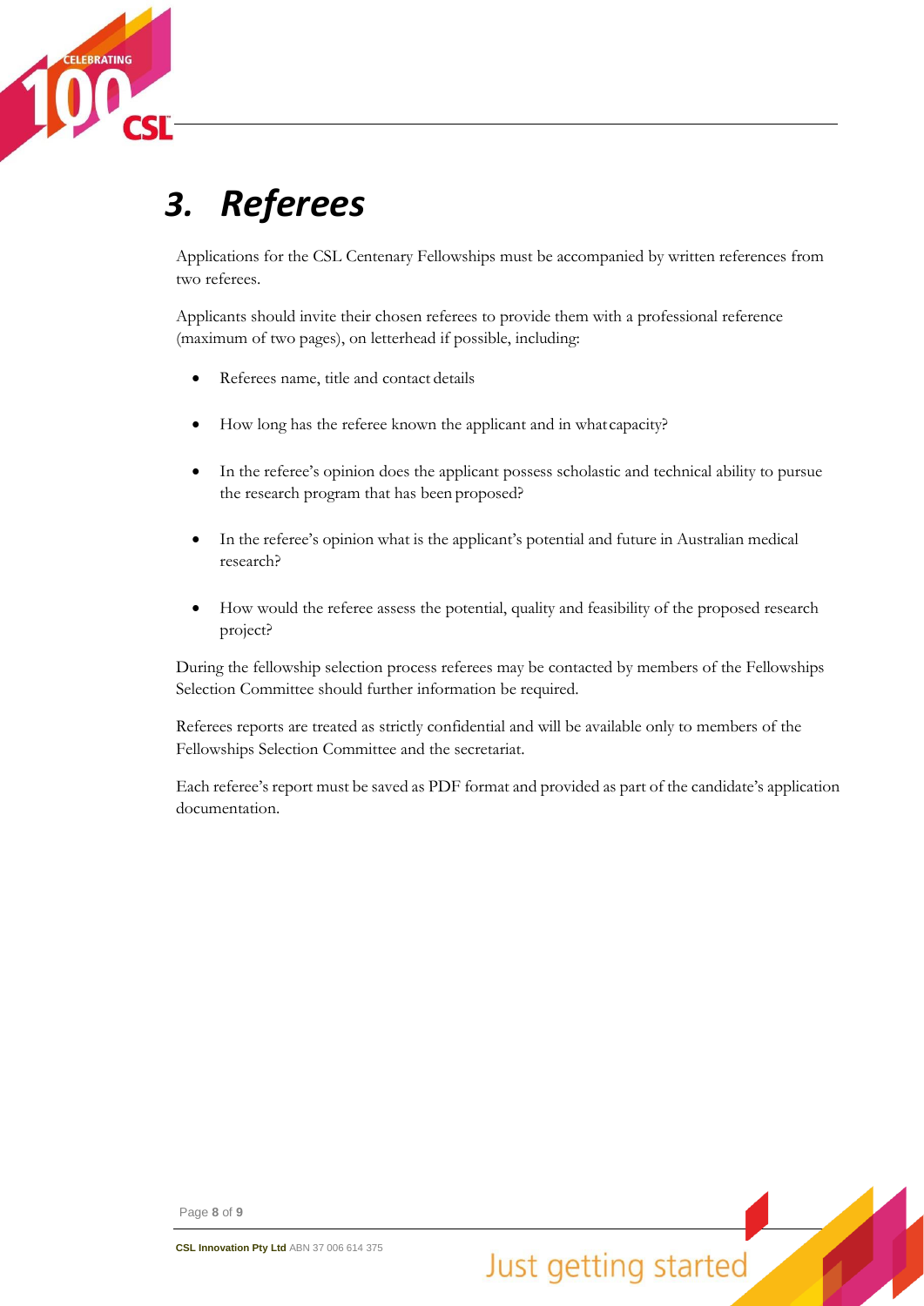# 3. Referees

Applications for the CSL Centenary Fellowships must be accompanied by written references from two referees.

Applicants should invite their chosen referees to provide them with a professional reference (maximum of two pages), on letterhead if possible, including:

- Referees name, title and contact details
- How long has the referee known the applicant and in what capacity?
- In the referee's opinion does the applicant possess scholastic and technical ability to pursue the research program that has been proposed?
- In the referee's opinion what is the applicant's potential and future in Australian medical research?
- How would the referee assess the potential, quality and feasibility of the proposed research project?

During the fellowship selection process referees may be contacted by members of the Fellowships Selection Committee should further information be required.

Referees reports are treated as strictly confidential and will be available only to members of the Fellowships Selection Committee and the secretariat.

Each referee's report must be saved as PDF format and provided as part of the candidate's application documentation.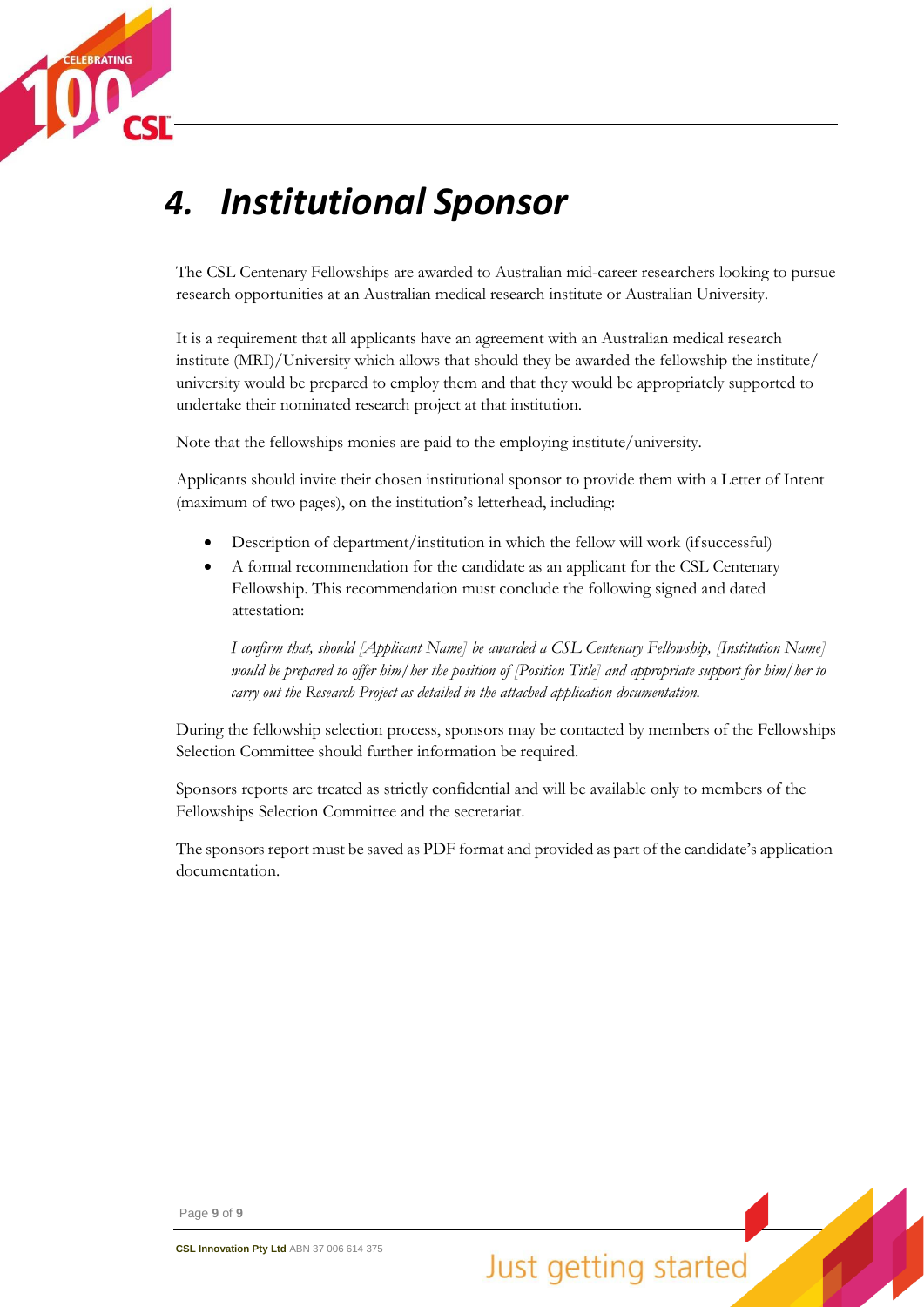# *4. Institutional Sponsor*

The CSL Centenary Fellowships are awarded to Australian mid-career researchers looking to pursue research opportunities at an Australian medical research institute or Australian University.

It is a requirement that all applicants have an agreement with an Australian medical research institute (MRI)/University which allows that should they be awarded the fellowship the institute/ university would be prepared to employ them and that they would be appropriately supported to undertake their nominated research project at that institution.

Note that the fellowships monies are paid to the employing institute/university.

Applicants should invite their chosen institutional sponsor to provide them with a Letter of Intent (maximum of two pages), on the institution's letterhead, including:

- Description of department/institution in which the fellow will work (if successful)
- A formal recommendation for the candidate as an applicant for the CSL Centenary Fellowship. This recommendation must conclude the following signed and dated attestation:

  *I confirm that, should [Applicant Name] be awarded a CSL Centenary Fellowship, [Institution Name] would be prepared to offer him/her the position of [Position Title] and appropriate support for him/her to carry out the Research Project as detailed in the attached application documentation.*

During the fellowship selection process, sponsors may be contacted by members of the Fellowships Selection Committee should further information be required.

Sponsors reports are treated as strictly confidential and will be available only to members of the Fellowships Selection Committee and the secretariat.

The sponsors report must be saved as PDF format and provided as part of the candidate's application documentation.